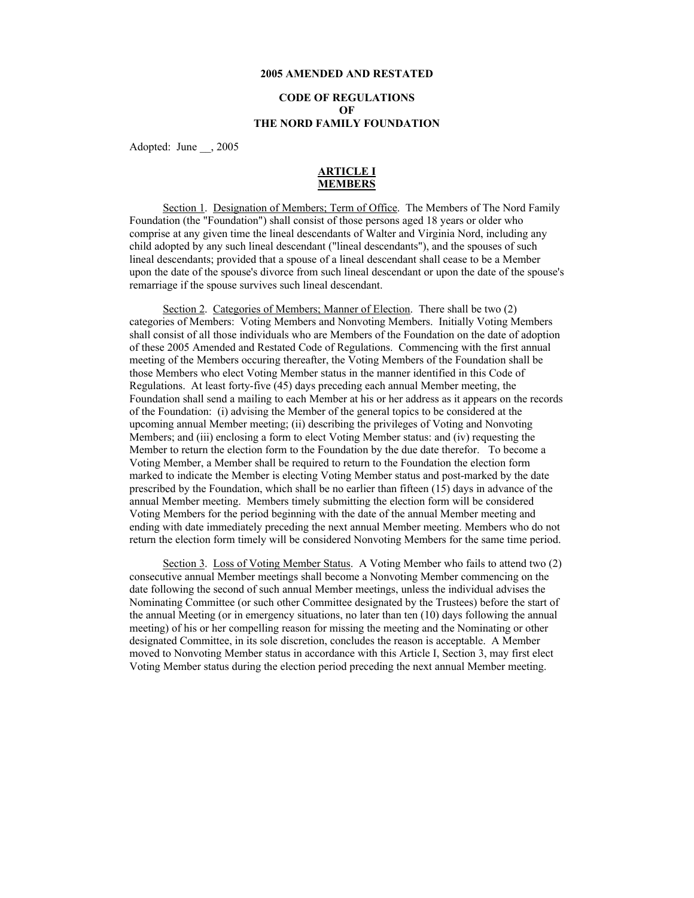# 2005 AMENDED AND RESTATED

# CODE OF REGULATIONS
# OF
# THE NORD FAMILY FOUNDATION

Adopted: June __, 2005

## ARTICLE I
## MEMBERS

Section 1. Designation of Members; Term of Office. The Members of The Nord Family Foundation (the "Foundation") shall consist of those persons aged 18 years or older who comprise at any given time the lineal descendants of Walter and Virginia Nord, including any child adopted by any such lineal descendant ("lineal descendants"), and the spouses of such lineal descendants; provided that a spouse of a lineal descendant shall cease to be a Member upon the date of the spouse's divorce from such lineal descendant or upon the date of the spouse's remarriage if the spouse survives such lineal descendant.

Section 2. Categories of Members; Manner of Election. There shall be two (2) categories of Members: Voting Members and Nonvoting Members. Initially Voting Members shall consist of all those individuals who are Members of the Foundation on the date of adoption of these 2005 Amended and Restated Code of Regulations. Commencing with the first annual meeting of the Members occuring thereafter, the Voting Members of the Foundation shall be those Members who elect Voting Member status in the manner identified in this Code of Regulations. At least forty-five (45) days preceding each annual Member meeting, the Foundation shall send a mailing to each Member at his or her address as it appears on the records of the Foundation: (i) advising the Member of the general topics to be considered at the upcoming annual Member meeting; (ii) describing the privileges of Voting and Nonvoting Members; and (iii) enclosing a form to elect Voting Member status: and (iv) requesting the Member to return the election form to the Foundation by the due date therefor. To become a Voting Member, a Member shall be required to return to the Foundation the election form marked to indicate the Member is electing Voting Member status and post-marked by the date prescribed by the Foundation, which shall be no earlier than fifteen (15) days in advance of the annual Member meeting. Members timely submitting the election form will be considered Voting Members for the period beginning with the date of the annual Member meeting and ending with date immediately preceding the next annual Member meeting. Members who do not return the election form timely will be considered Nonvoting Members for the same time period.

Section 3. Loss of Voting Member Status. A Voting Member who fails to attend two (2) consecutive annual Member meetings shall become a Nonvoting Member commencing on the date following the second of such annual Member meetings, unless the individual advises the Nominating Committee (or such other Committee designated by the Trustees) before the start of the annual Meeting (or in emergency situations, no later than ten (10) days following the annual meeting) of his or her compelling reason for missing the meeting and the Nominating or other designated Committee, in its sole discretion, concludes the reason is acceptable. A Member moved to Nonvoting Member status in accordance with this Article I, Section 3, may first elect Voting Member status during the election period preceding the next annual Member meeting.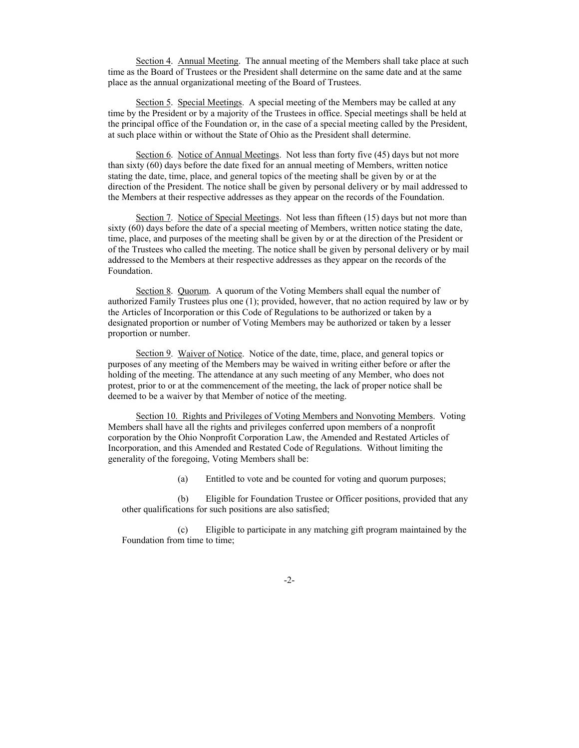Section 4. Annual Meeting. The annual meeting of the Members shall take place at such time as the Board of Trustees or the President shall determine on the same date and at the same place as the annual organizational meeting of the Board of Trustees.

Section 5. Special Meetings. A special meeting of the Members may be called at any time by the President or by a majority of the Trustees in office. Special meetings shall be held at the principal office of the Foundation or, in the case of a special meeting called by the President, at such place within or without the State of Ohio as the President shall determine.

Section 6. Notice of Annual Meetings. Not less than forty five (45) days but not more than sixty (60) days before the date fixed for an annual meeting of Members, written notice stating the date, time, place, and general topics of the meeting shall be given by or at the direction of the President. The notice shall be given by personal delivery or by mail addressed to the Members at their respective addresses as they appear on the records of the Foundation.

Section 7. Notice of Special Meetings. Not less than fifteen (15) days but not more than sixty (60) days before the date of a special meeting of Members, written notice stating the date, time, place, and purposes of the meeting shall be given by or at the direction of the President or of the Trustees who called the meeting. The notice shall be given by personal delivery or by mail addressed to the Members at their respective addresses as they appear on the records of the Foundation.

Section 8. Quorum. A quorum of the Voting Members shall equal the number of authorized Family Trustees plus one (1); provided, however, that no action required by law or by the Articles of Incorporation or this Code of Regulations to be authorized or taken by a designated proportion or number of Voting Members may be authorized or taken by a lesser proportion or number.

Section 9. Waiver of Notice. Notice of the date, time, place, and general topics or purposes of any meeting of the Members may be waived in writing either before or after the holding of the meeting. The attendance at any such meeting of any Member, who does not protest, prior to or at the commencement of the meeting, the lack of proper notice shall be deemed to be a waiver by that Member of notice of the meeting.

Section 10. Rights and Privileges of Voting Members and Nonvoting Members. Voting Members shall have all the rights and privileges conferred upon members of a nonprofit corporation by the Ohio Nonprofit Corporation Law, the Amended and Restated Articles of Incorporation, and this Amended and Restated Code of Regulations. Without limiting the generality of the foregoing, Voting Members shall be:

(a) Entitled to vote and be counted for voting and quorum purposes;

(b) Eligible for Foundation Trustee or Officer positions, provided that any other qualifications for such positions are also satisfied;

(c) Eligible to participate in any matching gift program maintained by the Foundation from time to time;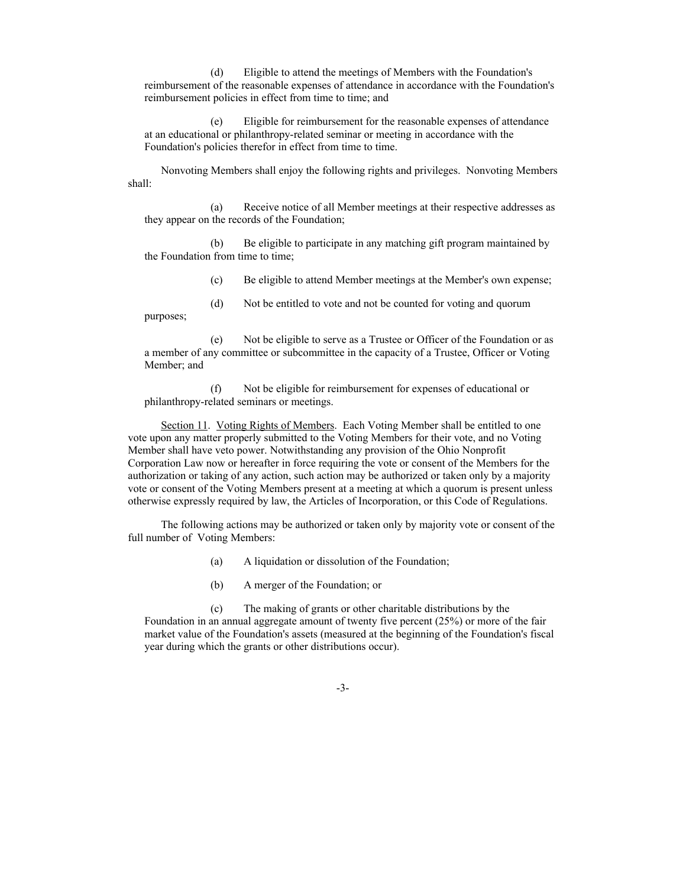(d) Eligible to attend the meetings of Members with the Foundation's reimbursement of the reasonable expenses of attendance in accordance with the Foundation's reimbursement policies in effect from time to time; and

(e) Eligible for reimbursement for the reasonable expenses of attendance at an educational or philanthropy-related seminar or meeting in accordance with the Foundation's policies therefor in effect from time to time.

Nonvoting Members shall enjoy the following rights and privileges. Nonvoting Members shall:

(a) Receive notice of all Member meetings at their respective addresses as they appear on the records of the Foundation;

(b) Be eligible to participate in any matching gift program maintained by the Foundation from time to time;

(c) Be eligible to attend Member meetings at the Member's own expense;

(d) Not be entitled to vote and not be counted for voting and quorum purposes;

(e) Not be eligible to serve as a Trustee or Officer of the Foundation or as a member of any committee or subcommittee in the capacity of a Trustee, Officer or Voting Member; and

(f) Not be eligible for reimbursement for expenses of educational or philanthropy-related seminars or meetings.

Section 11. Voting Rights of Members. Each Voting Member shall be entitled to one vote upon any matter properly submitted to the Voting Members for their vote, and no Voting Member shall have veto power. Notwithstanding any provision of the Ohio Nonprofit Corporation Law now or hereafter in force requiring the vote or consent of the Members for the authorization or taking of any action, such action may be authorized or taken only by a majority vote or consent of the Voting Members present at a meeting at which a quorum is present unless otherwise expressly required by law, the Articles of Incorporation, or this Code of Regulations.

The following actions may be authorized or taken only by majority vote or consent of the full number of Voting Members:

(a) A liquidation or dissolution of the Foundation;

(b) A merger of the Foundation; or

(c) The making of grants or other charitable distributions by the Foundation in an annual aggregate amount of twenty five percent (25%) or more of the fair market value of the Foundation's assets (measured at the beginning of the Foundation's fiscal year during which the grants or other distributions occur).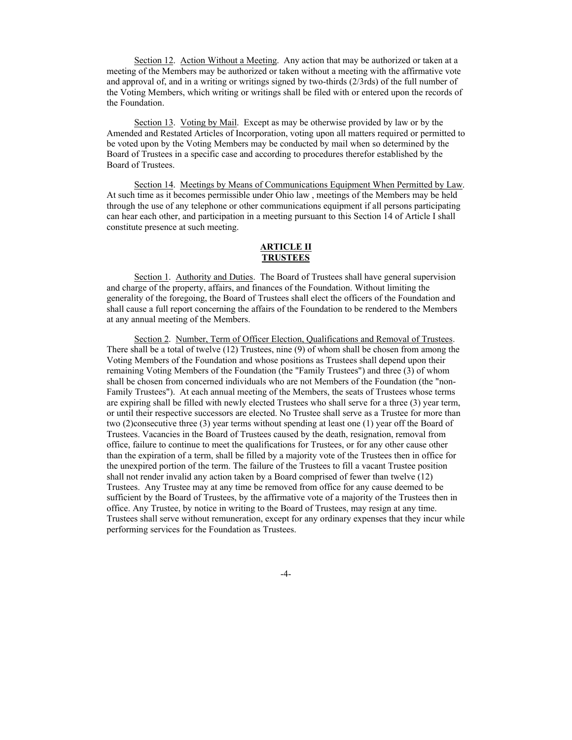Section 12. Action Without a Meeting. Any action that may be authorized or taken at a meeting of the Members may be authorized or taken without a meeting with the affirmative vote and approval of, and in a writing or writings signed by two-thirds (2/3rds) of the full number of the Voting Members, which writing or writings shall be filed with or entered upon the records of the Foundation.

Section 13. Voting by Mail. Except as may be otherwise provided by law or by the Amended and Restated Articles of Incorporation, voting upon all matters required or permitted to be voted upon by the Voting Members may be conducted by mail when so determined by the Board of Trustees in a specific case and according to procedures therefor established by the Board of Trustees.

Section 14. Meetings by Means of Communications Equipment When Permitted by Law. At such time as it becomes permissible under Ohio law , meetings of the Members may be held through the use of any telephone or other communications equipment if all persons participating can hear each other, and participation in a meeting pursuant to this Section 14 of Article I shall constitute presence at such meeting.

## ARTICLE II
## TRUSTEES

Section 1. Authority and Duties. The Board of Trustees shall have general supervision and charge of the property, affairs, and finances of the Foundation. Without limiting the generality of the foregoing, the Board of Trustees shall elect the officers of the Foundation and shall cause a full report concerning the affairs of the Foundation to be rendered to the Members at any annual meeting of the Members.

Section 2. Number, Term of Officer Election, Qualifications and Removal of Trustees. There shall be a total of twelve (12) Trustees, nine (9) of whom shall be chosen from among the Voting Members of the Foundation and whose positions as Trustees shall depend upon their remaining Voting Members of the Foundation (the "Family Trustees") and three (3) of whom shall be chosen from concerned individuals who are not Members of the Foundation (the "non-Family Trustees"). At each annual meeting of the Members, the seats of Trustees whose terms are expiring shall be filled with newly elected Trustees who shall serve for a three (3) year term, or until their respective successors are elected. No Trustee shall serve as a Trustee for more than two (2)consecutive three (3) year terms without spending at least one (1) year off the Board of Trustees. Vacancies in the Board of Trustees caused by the death, resignation, removal from office, failure to continue to meet the qualifications for Trustees, or for any other cause other than the expiration of a term, shall be filled by a majority vote of the Trustees then in office for the unexpired portion of the term. The failure of the Trustees to fill a vacant Trustee position shall not render invalid any action taken by a Board comprised of fewer than twelve (12) Trustees. Any Trustee may at any time be removed from office for any cause deemed to be sufficient by the Board of Trustees, by the affirmative vote of a majority of the Trustees then in office. Any Trustee, by notice in writing to the Board of Trustees, may resign at any time. Trustees shall serve without remuneration, except for any ordinary expenses that they incur while performing services for the Foundation as Trustees.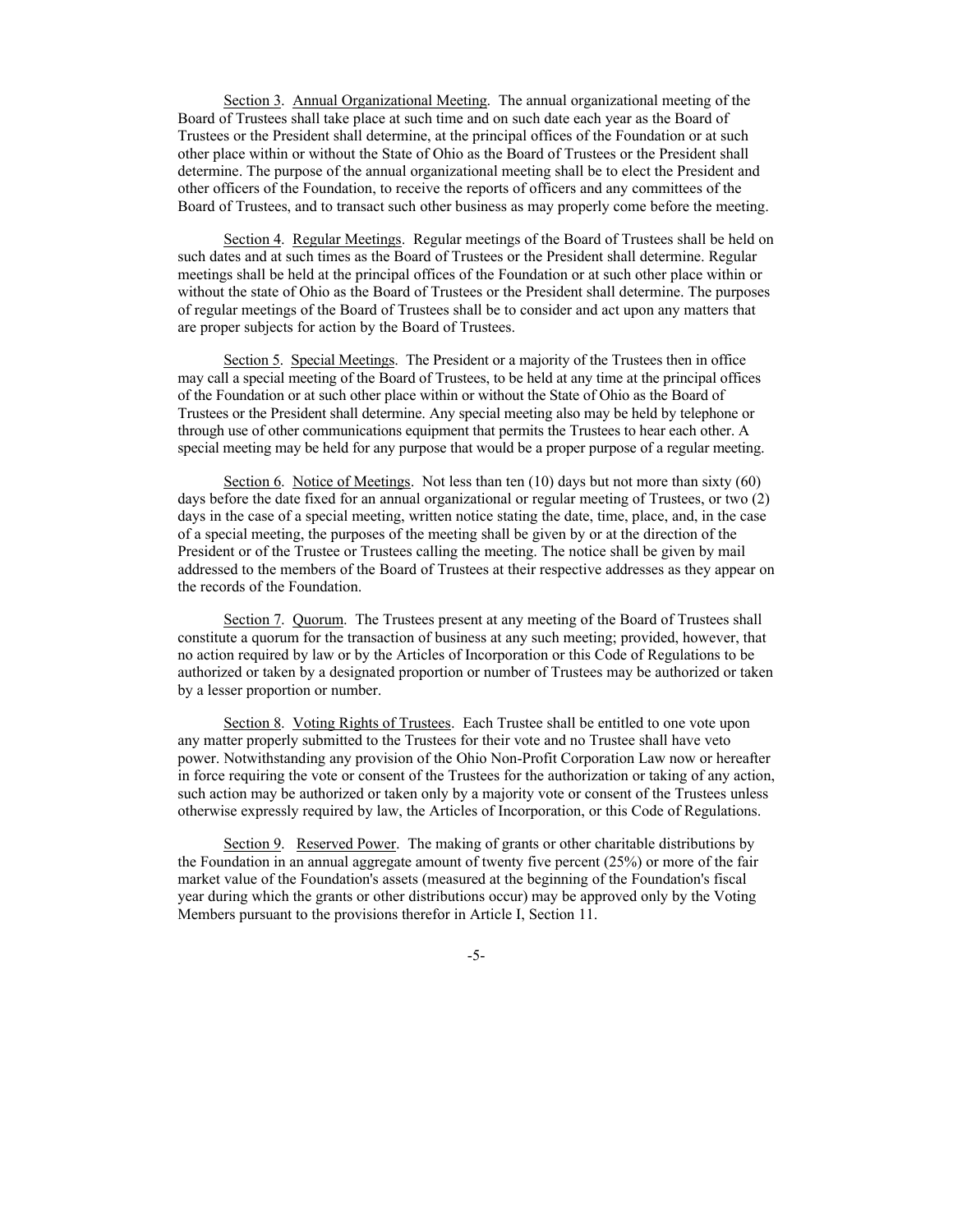Section 3. Annual Organizational Meeting. The annual organizational meeting of the Board of Trustees shall take place at such time and on such date each year as the Board of Trustees or the President shall determine, at the principal offices of the Foundation or at such other place within or without the State of Ohio as the Board of Trustees or the President shall determine. The purpose of the annual organizational meeting shall be to elect the President and other officers of the Foundation, to receive the reports of officers and any committees of the Board of Trustees, and to transact such other business as may properly come before the meeting.

Section 4. Regular Meetings. Regular meetings of the Board of Trustees shall be held on such dates and at such times as the Board of Trustees or the President shall determine. Regular meetings shall be held at the principal offices of the Foundation or at such other place within or without the state of Ohio as the Board of Trustees or the President shall determine. The purposes of regular meetings of the Board of Trustees shall be to consider and act upon any matters that are proper subjects for action by the Board of Trustees.

Section 5. Special Meetings. The President or a majority of the Trustees then in office may call a special meeting of the Board of Trustees, to be held at any time at the principal offices of the Foundation or at such other place within or without the State of Ohio as the Board of Trustees or the President shall determine. Any special meeting also may be held by telephone or through use of other communications equipment that permits the Trustees to hear each other. A special meeting may be held for any purpose that would be a proper purpose of a regular meeting.

Section 6. Notice of Meetings. Not less than ten (10) days but not more than sixty (60) days before the date fixed for an annual organizational or regular meeting of Trustees, or two (2) days in the case of a special meeting, written notice stating the date, time, place, and, in the case of a special meeting, the purposes of the meeting shall be given by or at the direction of the President or of the Trustee or Trustees calling the meeting. The notice shall be given by mail addressed to the members of the Board of Trustees at their respective addresses as they appear on the records of the Foundation.

Section 7. Quorum. The Trustees present at any meeting of the Board of Trustees shall constitute a quorum for the transaction of business at any such meeting; provided, however, that no action required by law or by the Articles of Incorporation or this Code of Regulations to be authorized or taken by a designated proportion or number of Trustees may be authorized or taken by a lesser proportion or number.

Section 8. Voting Rights of Trustees. Each Trustee shall be entitled to one vote upon any matter properly submitted to the Trustees for their vote and no Trustee shall have veto power. Notwithstanding any provision of the Ohio Non-Profit Corporation Law now or hereafter in force requiring the vote or consent of the Trustees for the authorization or taking of any action, such action may be authorized or taken only by a majority vote or consent of the Trustees unless otherwise expressly required by law, the Articles of Incorporation, or this Code of Regulations.

Section 9. Reserved Power. The making of grants or other charitable distributions by the Foundation in an annual aggregate amount of twenty five percent (25%) or more of the fair market value of the Foundation's assets (measured at the beginning of the Foundation's fiscal year during which the grants or other distributions occur) may be approved only by the Voting Members pursuant to the provisions therefor in Article I, Section 11.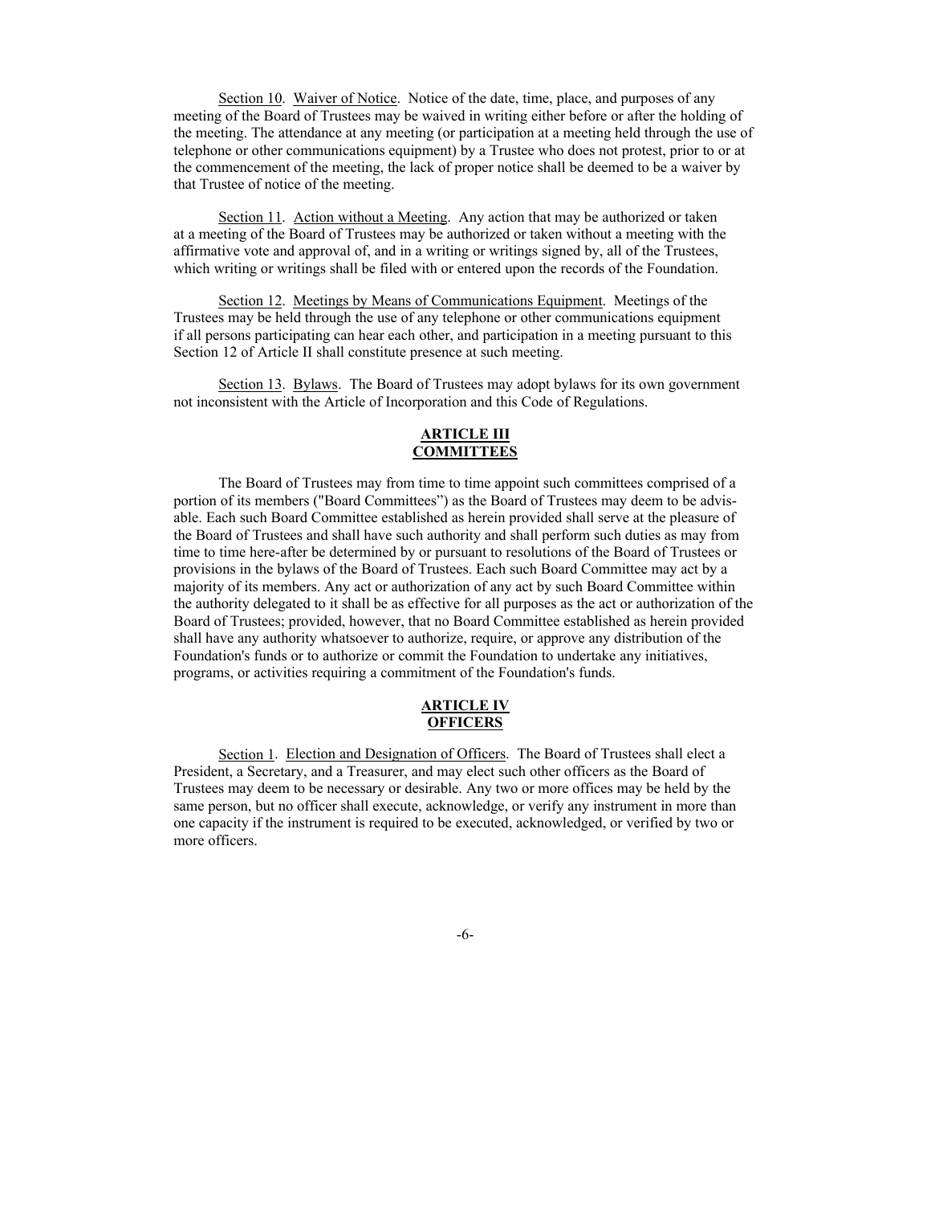Section 10. Waiver of Notice. Notice of the date, time, place, and purposes of any meeting of the Board of Trustees may be waived in writing either before or after the holding of the meeting. The attendance at any meeting (or participation at a meeting held through the use of telephone or other communications equipment) by a Trustee who does not protest, prior to or at the commencement of the meeting, the lack of proper notice shall be deemed to be a waiver by that Trustee of notice of the meeting.

Section 11. Action without a Meeting. Any action that may be authorized or taken at a meeting of the Board of Trustees may be authorized or taken without a meeting with the affirmative vote and approval of, and in a writing or writings signed by, all of the Trustees, which writing or writings shall be filed with or entered upon the records of the Foundation.

Section 12. Meetings by Means of Communications Equipment. Meetings of the Trustees may be held through the use of any telephone or other communications equipment if all persons participating can hear each other, and participation in a meeting pursuant to this Section 12 of Article II shall constitute presence at such meeting.

Section 13. Bylaws. The Board of Trustees may adopt bylaws for its own government not inconsistent with the Article of Incorporation and this Code of Regulations.

## ARTICLE III
## COMMITTEES

The Board of Trustees may from time to time appoint such committees comprised of a portion of its members ("Board Committees") as the Board of Trustees may deem to be advisable. Each such Board Committee established as herein provided shall serve at the pleasure of the Board of Trustees and shall have such authority and shall perform such duties as may from time to time here-after be determined by or pursuant to resolutions of the Board of Trustees or provisions in the bylaws of the Board of Trustees. Each such Board Committee may act by a majority of its members. Any act or authorization of any act by such Board Committee within the authority delegated to it shall be as effective for all purposes as the act or authorization of the Board of Trustees; provided, however, that no Board Committee established as herein provided shall have any authority whatsoever to authorize, require, or approve any distribution of the Foundation's funds or to authorize or commit the Foundation to undertake any initiatives, programs, or activities requiring a commitment of the Foundation's funds.

## ARTICLE IV
## OFFICERS

Section 1. Election and Designation of Officers. The Board of Trustees shall elect a President, a Secretary, and a Treasurer, and may elect such other officers as the Board of Trustees may deem to be necessary or desirable. Any two or more offices may be held by the same person, but no officer shall execute, acknowledge, or verify any instrument in more than one capacity if the instrument is required to be executed, acknowledged, or verified by two or more officers.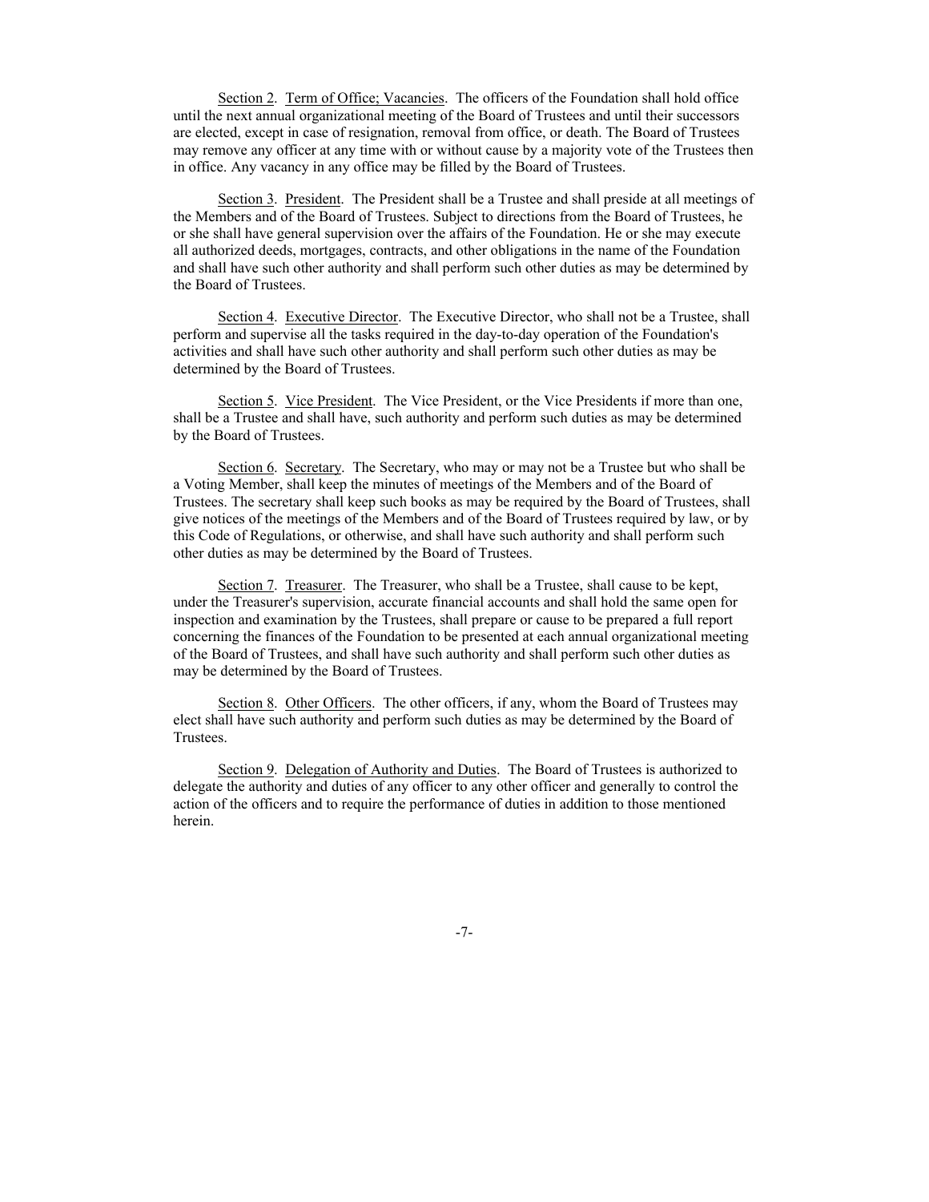Section 2. <u>Term of Office; Vacancies</u>. The officers of the Foundation shall hold office until the next annual organizational meeting of the Board of Trustees and until their successors are elected, except in case of resignation, removal from office, or death. The Board of Trustees may remove any officer at any time with or without cause by a majority vote of the Trustees then in office. Any vacancy in any office may be filled by the Board of Trustees.

Section 3. <u>President</u>. The President shall be a Trustee and shall preside at all meetings of the Members and of the Board of Trustees. Subject to directions from the Board of Trustees, he or she shall have general supervision over the affairs of the Foundation. He or she may execute all authorized deeds, mortgages, contracts, and other obligations in the name of the Foundation and shall have such other authority and shall perform such other duties as may be determined by the Board of Trustees.

Section 4. <u>Executive Director</u>. The Executive Director, who shall not be a Trustee, shall perform and supervise all the tasks required in the day-to-day operation of the Foundation's activities and shall have such other authority and shall perform such other duties as may be determined by the Board of Trustees.

Section 5. <u>Vice President</u>. The Vice President, or the Vice Presidents if more than one, shall be a Trustee and shall have, such authority and perform such duties as may be determined by the Board of Trustees.

Section 6. <u>Secretary</u>. The Secretary, who may or may not be a Trustee but who shall be a Voting Member, shall keep the minutes of meetings of the Members and of the Board of Trustees. The secretary shall keep such books as may be required by the Board of Trustees, shall give notices of the meetings of the Members and of the Board of Trustees required by law, or by this Code of Regulations, or otherwise, and shall have such authority and shall perform such other duties as may be determined by the Board of Trustees.

Section 7. <u>Treasurer</u>. The Treasurer, who shall be a Trustee, shall cause to be kept, under the Treasurer's supervision, accurate financial accounts and shall hold the same open for inspection and examination by the Trustees, shall prepare or cause to be prepared a full report concerning the finances of the Foundation to be presented at each annual organizational meeting of the Board of Trustees, and shall have such authority and shall perform such other duties as may be determined by the Board of Trustees.

Section 8. <u>Other Officers</u>. The other officers, if any, whom the Board of Trustees may elect shall have such authority and perform such duties as may be determined by the Board of Trustees.

Section 9. <u>Delegation of Authority and Duties</u>. The Board of Trustees is authorized to delegate the authority and duties of any officer to any other officer and generally to control the action of the officers and to require the performance of duties in addition to those mentioned herein.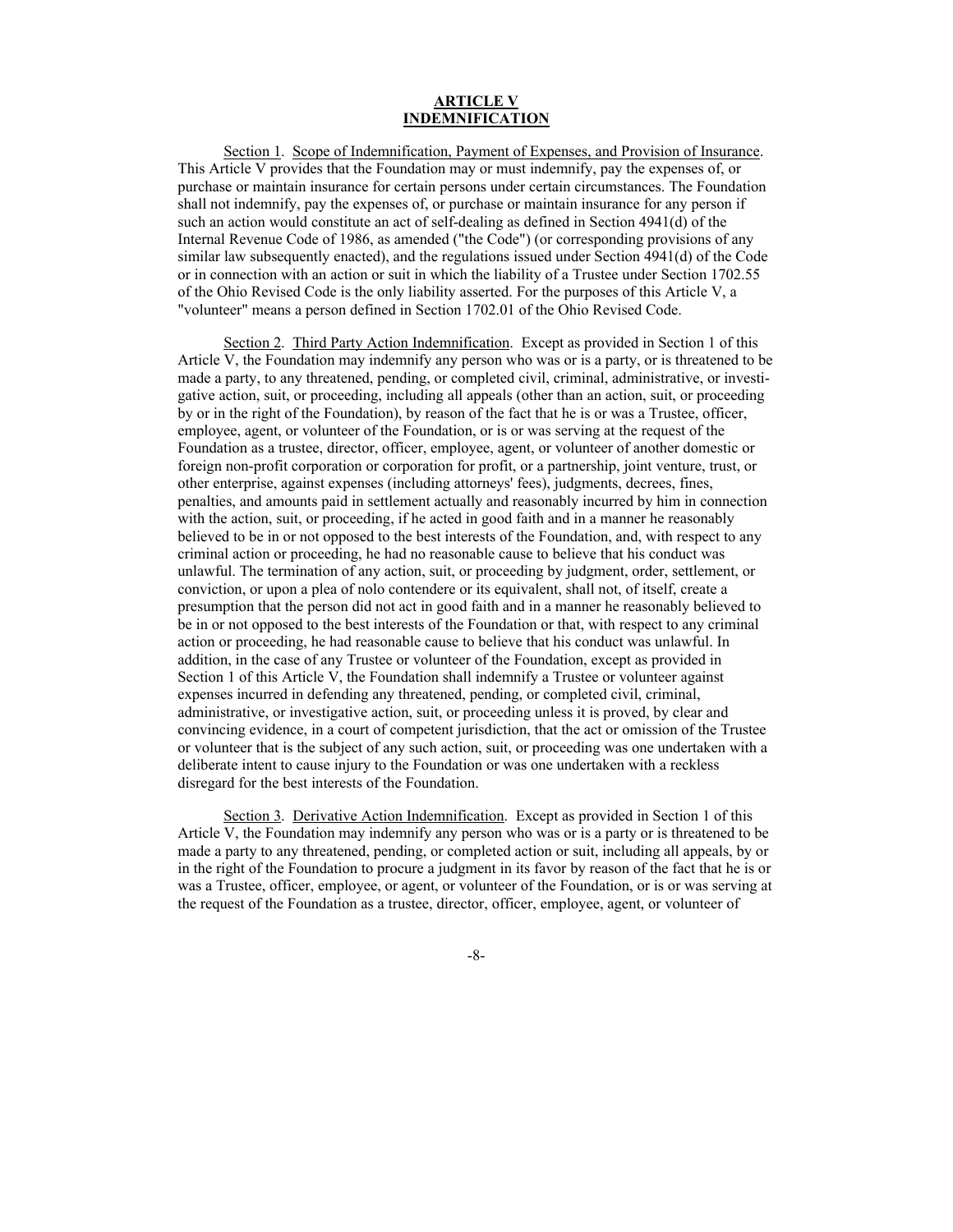## ARTICLE V
## INDEMNIFICATION

Section 1. Scope of Indemnification, Payment of Expenses, and Provision of Insurance. This Article V provides that the Foundation may or must indemnify, pay the expenses of, or purchase or maintain insurance for certain persons under certain circumstances. The Foundation shall not indemnify, pay the expenses of, or purchase or maintain insurance for any person if such an action would constitute an act of self-dealing as defined in Section 4941(d) of the Internal Revenue Code of 1986, as amended ("the Code") (or corresponding provisions of any similar law subsequently enacted), and the regulations issued under Section 4941(d) of the Code or in connection with an action or suit in which the liability of a Trustee under Section 1702.55 of the Ohio Revised Code is the only liability asserted. For the purposes of this Article V, a "volunteer" means a person defined in Section 1702.01 of the Ohio Revised Code.

Section 2. Third Party Action Indemnification. Except as provided in Section 1 of this Article V, the Foundation may indemnify any person who was or is a party, or is threatened to be made a party, to any threatened, pending, or completed civil, criminal, administrative, or investigative action, suit, or proceeding, including all appeals (other than an action, suit, or proceeding by or in the right of the Foundation), by reason of the fact that he is or was a Trustee, officer, employee, agent, or volunteer of the Foundation, or is or was serving at the request of the Foundation as a trustee, director, officer, employee, agent, or volunteer of another domestic or foreign non-profit corporation or corporation for profit, or a partnership, joint venture, trust, or other enterprise, against expenses (including attorneys' fees), judgments, decrees, fines, penalties, and amounts paid in settlement actually and reasonably incurred by him in connection with the action, suit, or proceeding, if he acted in good faith and in a manner he reasonably believed to be in or not opposed to the best interests of the Foundation, and, with respect to any criminal action or proceeding, he had no reasonable cause to believe that his conduct was unlawful. The termination of any action, suit, or proceeding by judgment, order, settlement, or conviction, or upon a plea of nolo contendere or its equivalent, shall not, of itself, create a presumption that the person did not act in good faith and in a manner he reasonably believed to be in or not opposed to the best interests of the Foundation or that, with respect to any criminal action or proceeding, he had reasonable cause to believe that his conduct was unlawful. In addition, in the case of any Trustee or volunteer of the Foundation, except as provided in Section 1 of this Article V, the Foundation shall indemnify a Trustee or volunteer against expenses incurred in defending any threatened, pending, or completed civil, criminal, administrative, or investigative action, suit, or proceeding unless it is proved, by clear and convincing evidence, in a court of competent jurisdiction, that the act or omission of the Trustee or volunteer that is the subject of any such action, suit, or proceeding was one undertaken with a deliberate intent to cause injury to the Foundation or was one undertaken with a reckless disregard for the best interests of the Foundation.

Section 3. Derivative Action Indemnification. Except as provided in Section 1 of this Article V, the Foundation may indemnify any person who was or is a party or is threatened to be made a party to any threatened, pending, or completed action or suit, including all appeals, by or in the right of the Foundation to procure a judgment in its favor by reason of the fact that he is or was a Trustee, officer, employee, or agent, or volunteer of the Foundation, or is or was serving at the request of the Foundation as a trustee, director, officer, employee, agent, or volunteer of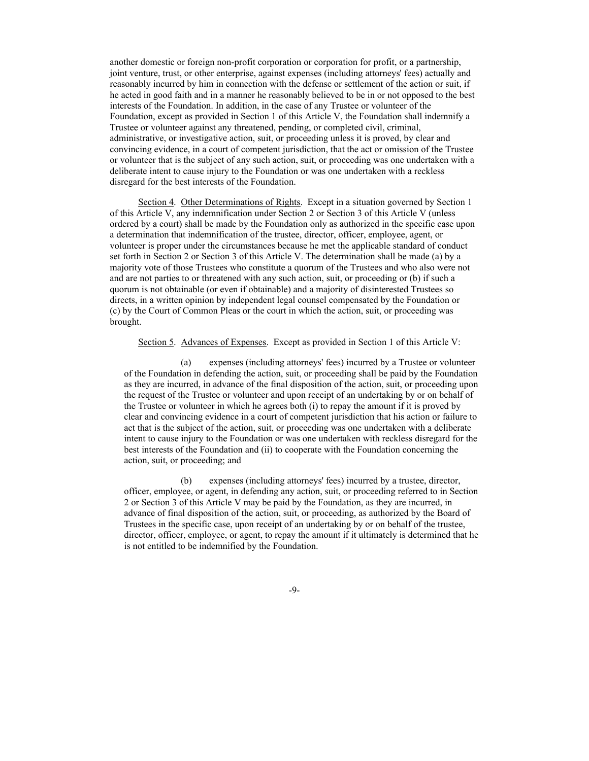another domestic or foreign non-profit corporation or corporation for profit, or a partnership, joint venture, trust, or other enterprise, against expenses (including attorneys' fees) actually and reasonably incurred by him in connection with the defense or settlement of the action or suit, if he acted in good faith and in a manner he reasonably believed to be in or not opposed to the best interests of the Foundation. In addition, in the case of any Trustee or volunteer of the Foundation, except as provided in Section 1 of this Article V, the Foundation shall indemnify a Trustee or volunteer against any threatened, pending, or completed civil, criminal, administrative, or investigative action, suit, or proceeding unless it is proved, by clear and convincing evidence, in a court of competent jurisdiction, that the act or omission of the Trustee or volunteer that is the subject of any such action, suit, or proceeding was one undertaken with a deliberate intent to cause injury to the Foundation or was one undertaken with a reckless disregard for the best interests of the Foundation.

Section 4. Other Determinations of Rights. Except in a situation governed by Section 1 of this Article V, any indemnification under Section 2 or Section 3 of this Article V (unless ordered by a court) shall be made by the Foundation only as authorized in the specific case upon a determination that indemnification of the trustee, director, officer, employee, agent, or volunteer is proper under the circumstances because he met the applicable standard of conduct set forth in Section 2 or Section 3 of this Article V. The determination shall be made (a) by a majority vote of those Trustees who constitute a quorum of the Trustees and who also were not and are not parties to or threatened with any such action, suit, or proceeding or (b) if such a quorum is not obtainable (or even if obtainable) and a majority of disinterested Trustees so directs, in a written opinion by independent legal counsel compensated by the Foundation or (c) by the Court of Common Pleas or the court in which the action, suit, or proceeding was brought.

Section 5. Advances of Expenses. Except as provided in Section 1 of this Article V:

(a) expenses (including attorneys' fees) incurred by a Trustee or volunteer of the Foundation in defending the action, suit, or proceeding shall be paid by the Foundation as they are incurred, in advance of the final disposition of the action, suit, or proceeding upon the request of the Trustee or volunteer and upon receipt of an undertaking by or on behalf of the Trustee or volunteer in which he agrees both (i) to repay the amount if it is proved by clear and convincing evidence in a court of competent jurisdiction that his action or failure to act that is the subject of the action, suit, or proceeding was one undertaken with a deliberate intent to cause injury to the Foundation or was one undertaken with reckless disregard for the best interests of the Foundation and (ii) to cooperate with the Foundation concerning the action, suit, or proceeding; and

(b) expenses (including attorneys' fees) incurred by a trustee, director, officer, employee, or agent, in defending any action, suit, or proceeding referred to in Section 2 or Section 3 of this Article V may be paid by the Foundation, as they are incurred, in advance of final disposition of the action, suit, or proceeding, as authorized by the Board of Trustees in the specific case, upon receipt of an undertaking by or on behalf of the trustee, director, officer, employee, or agent, to repay the amount if it ultimately is determined that he is not entitled to be indemnified by the Foundation.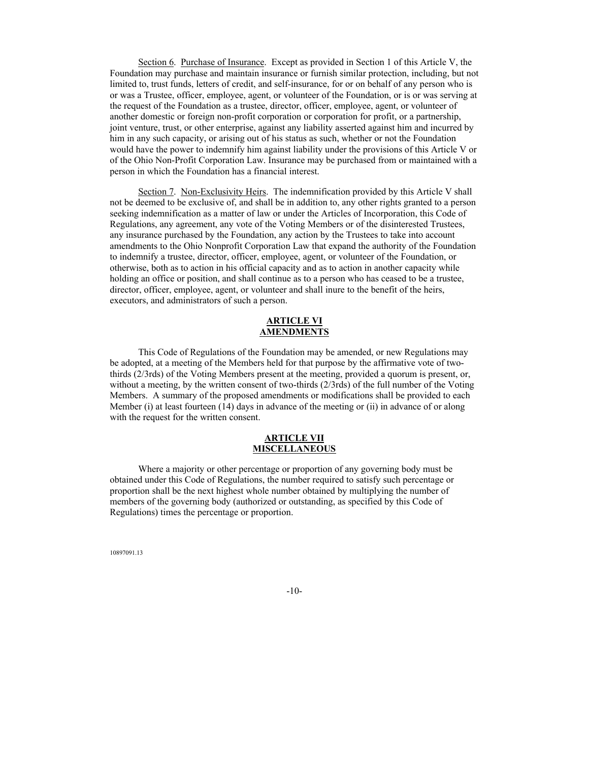<u>Section 6</u>. <u>Purchase of Insurance</u>. Except as provided in Section 1 of this Article V, the Foundation may purchase and maintain insurance or furnish similar protection, including, but not limited to, trust funds, letters of credit, and self-insurance, for or on behalf of any person who is or was a Trustee, officer, employee, agent, or volunteer of the Foundation, or is or was serving at the request of the Foundation as a trustee, director, officer, employee, agent, or volunteer of another domestic or foreign non-profit corporation or corporation for profit, or a partnership, joint venture, trust, or other enterprise, against any liability asserted against him and incurred by him in any such capacity, or arising out of his status as such, whether or not the Foundation would have the power to indemnify him against liability under the provisions of this Article V or of the Ohio Non-Profit Corporation Law. Insurance may be purchased from or maintained with a person in which the Foundation has a financial interest.

<u>Section 7</u>. <u>Non-Exclusivity Heirs</u>. The indemnification provided by this Article V shall not be deemed to be exclusive of, and shall be in addition to, any other rights granted to a person seeking indemnification as a matter of law or under the Articles of Incorporation, this Code of Regulations, any agreement, any vote of the Voting Members or of the disinterested Trustees, any insurance purchased by the Foundation, any action by the Trustees to take into account amendments to the Ohio Nonprofit Corporation Law that expand the authority of the Foundation to indemnify a trustee, director, officer, employee, agent, or volunteer of the Foundation, or otherwise, both as to action in his official capacity and as to action in another capacity while holding an office or position, and shall continue as to a person who has ceased to be a trustee, director, officer, employee, agent, or volunteer and shall inure to the benefit of the heirs, executors, and administrators of such a person.

## ARTICLE VI
## AMENDMENTS

This Code of Regulations of the Foundation may be amended, or new Regulations may be adopted, at a meeting of the Members held for that purpose by the affirmative vote of two-thirds (2/3rds) of the Voting Members present at the meeting, provided a quorum is present, or, without a meeting, by the written consent of two-thirds (2/3rds) of the full number of the Voting Members. A summary of the proposed amendments or modifications shall be provided to each Member (i) at least fourteen (14) days in advance of the meeting or (ii) in advance of or along with the request for the written consent.

## ARTICLE VII
## MISCELLANEOUS

Where a majority or other percentage or proportion of any governing body must be obtained under this Code of Regulations, the number required to satisfy such percentage or proportion shall be the next highest whole number obtained by multiplying the number of members of the governing body (authorized or outstanding, as specified by this Code of Regulations) times the percentage or proportion.

10897091.13